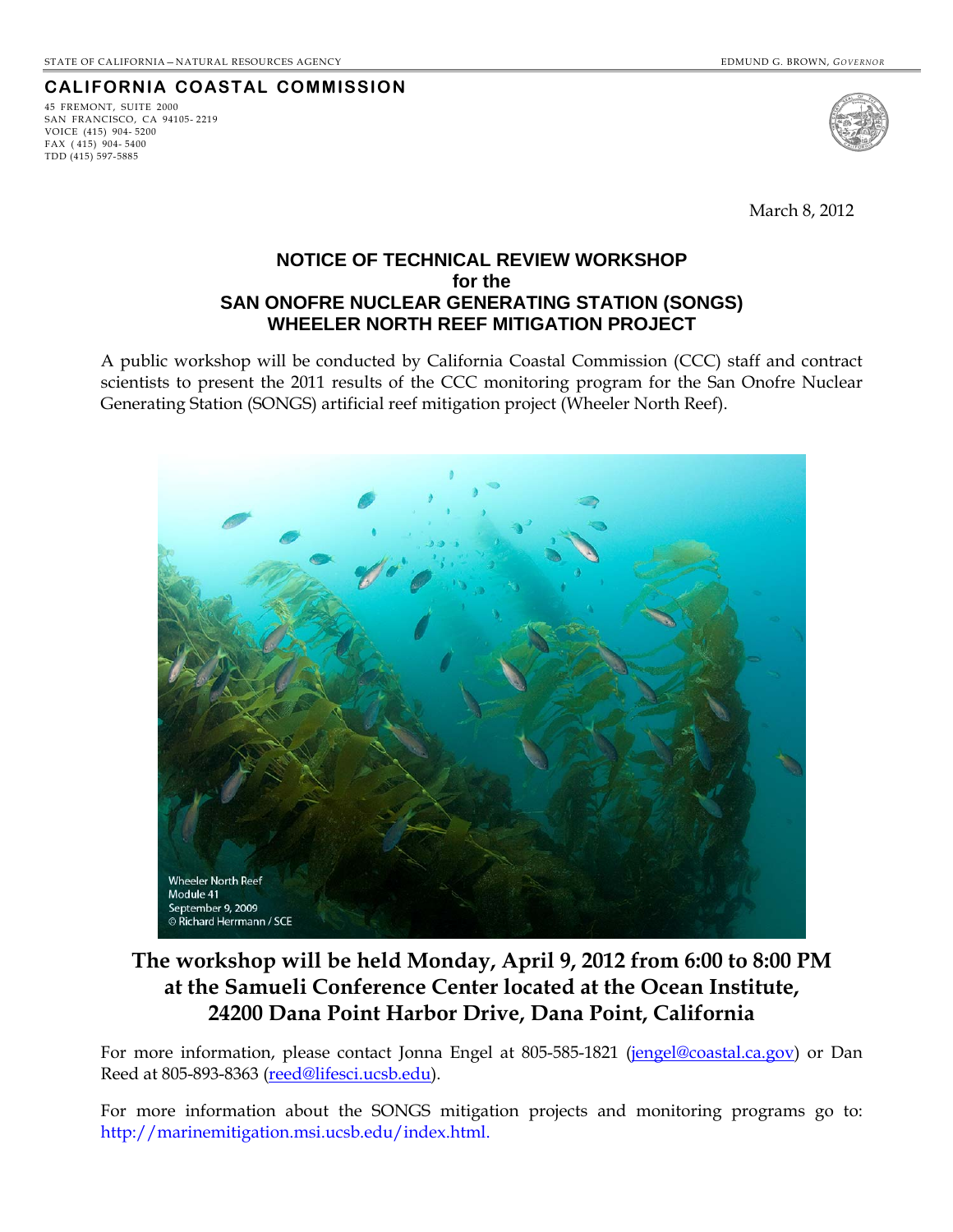STATE OF CALIFORNIA—NATURAL RESOURCES AGENCY

EDMUND G. BROWN, *GOVERNOR*

**CALIFORNIA COASTAL COMMISSION**

45 FREMONT, SUITE 2000
SAN FRANCISCO, CA 94105-2219
VOICE (415) 904-5200
FAX (415) 904-5400
TDD (415) 597-5885

March 8, 2012

# NOTICE OF TECHNICAL REVIEW WORKSHOP for the SAN ONOFRE NUCLEAR GENERATING STATION (SONGS) WHEELER NORTH REEF MITIGATION PROJECT

A public workshop will be conducted by California Coastal Commission (CCC) staff and contract scientists to present the 2011 results of the CCC monitoring program for the San Onofre Nuclear Generating Station (SONGS) artificial reef mitigation project (Wheeler North Reef).

Wheeler North Reef
Module 41
September 9, 2009
© Richard Herrmann / SCE

**The workshop will be held Monday, April 9, 2012 from 6:00 to 8:00 PM at the Samueli Conference Center located at the Ocean Institute, 24200 Dana Point Harbor Drive, Dana Point, California**

For more information, please contact Jonna Engel at 805-585-1821 (jengel@coastal.ca.gov) or Dan Reed at 805-893-8363 (reed@lifesci.ucsb.edu).

For more information about the SONGS mitigation projects and monitoring programs go to: http://marinemitigation.msi.ucsb.edu/index.html.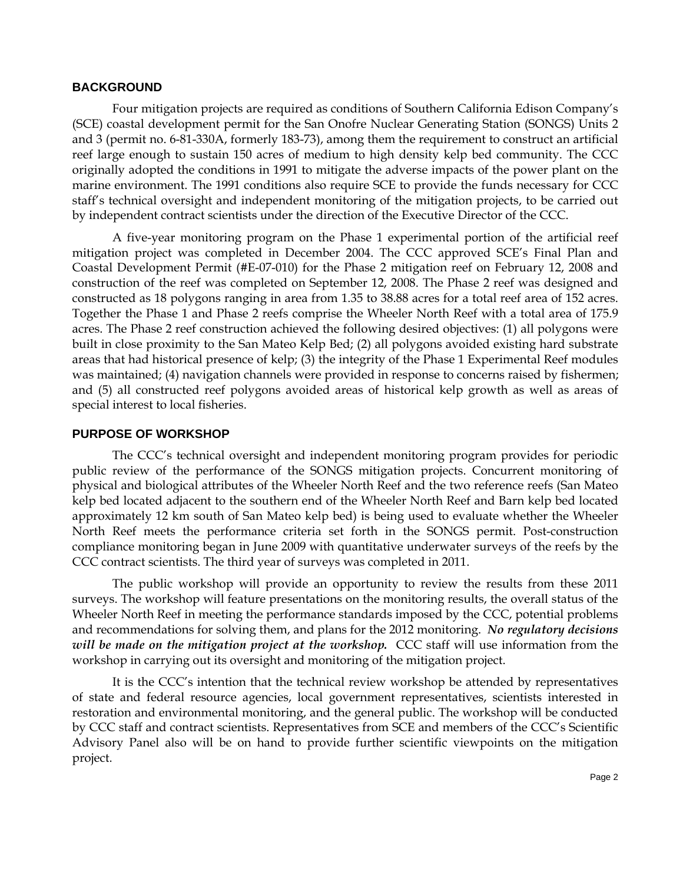## BACKGROUND

Four mitigation projects are required as conditions of Southern California Edison Company's (SCE) coastal development permit for the San Onofre Nuclear Generating Station (SONGS) Units 2 and 3 (permit no. 6-81-330A, formerly 183-73), among them the requirement to construct an artificial reef large enough to sustain 150 acres of medium to high density kelp bed community. The CCC originally adopted the conditions in 1991 to mitigate the adverse impacts of the power plant on the marine environment. The 1991 conditions also require SCE to provide the funds necessary for CCC staff's technical oversight and independent monitoring of the mitigation projects, to be carried out by independent contract scientists under the direction of the Executive Director of the CCC.

A five-year monitoring program on the Phase 1 experimental portion of the artificial reef mitigation project was completed in December 2004. The CCC approved SCE's Final Plan and Coastal Development Permit (#E-07-010) for the Phase 2 mitigation reef on February 12, 2008 and construction of the reef was completed on September 12, 2008. The Phase 2 reef was designed and constructed as 18 polygons ranging in area from 1.35 to 38.88 acres for a total reef area of 152 acres. Together the Phase 1 and Phase 2 reefs comprise the Wheeler North Reef with a total area of 175.9 acres. The Phase 2 reef construction achieved the following desired objectives: (1) all polygons were built in close proximity to the San Mateo Kelp Bed; (2) all polygons avoided existing hard substrate areas that had historical presence of kelp; (3) the integrity of the Phase 1 Experimental Reef modules was maintained; (4) navigation channels were provided in response to concerns raised by fishermen; and (5) all constructed reef polygons avoided areas of historical kelp growth as well as areas of special interest to local fisheries.

## PURPOSE OF WORKSHOP

The CCC's technical oversight and independent monitoring program provides for periodic public review of the performance of the SONGS mitigation projects. Concurrent monitoring of physical and biological attributes of the Wheeler North Reef and the two reference reefs (San Mateo kelp bed located adjacent to the southern end of the Wheeler North Reef and Barn kelp bed located approximately 12 km south of San Mateo kelp bed) is being used to evaluate whether the Wheeler North Reef meets the performance criteria set forth in the SONGS permit. Post-construction compliance monitoring began in June 2009 with quantitative underwater surveys of the reefs by the CCC contract scientists. The third year of surveys was completed in 2011.

The public workshop will provide an opportunity to review the results from these 2011 surveys. The workshop will feature presentations on the monitoring results, the overall status of the Wheeler North Reef in meeting the performance standards imposed by the CCC, potential problems and recommendations for solving them, and plans for the 2012 monitoring. ***No regulatory decisions will be made on the mitigation project at the workshop.*** CCC staff will use information from the workshop in carrying out its oversight and monitoring of the mitigation project.

It is the CCC's intention that the technical review workshop be attended by representatives of state and federal resource agencies, local government representatives, scientists interested in restoration and environmental monitoring, and the general public. The workshop will be conducted by CCC staff and contract scientists. Representatives from SCE and members of the CCC's Scientific Advisory Panel also will be on hand to provide further scientific viewpoints on the mitigation project.